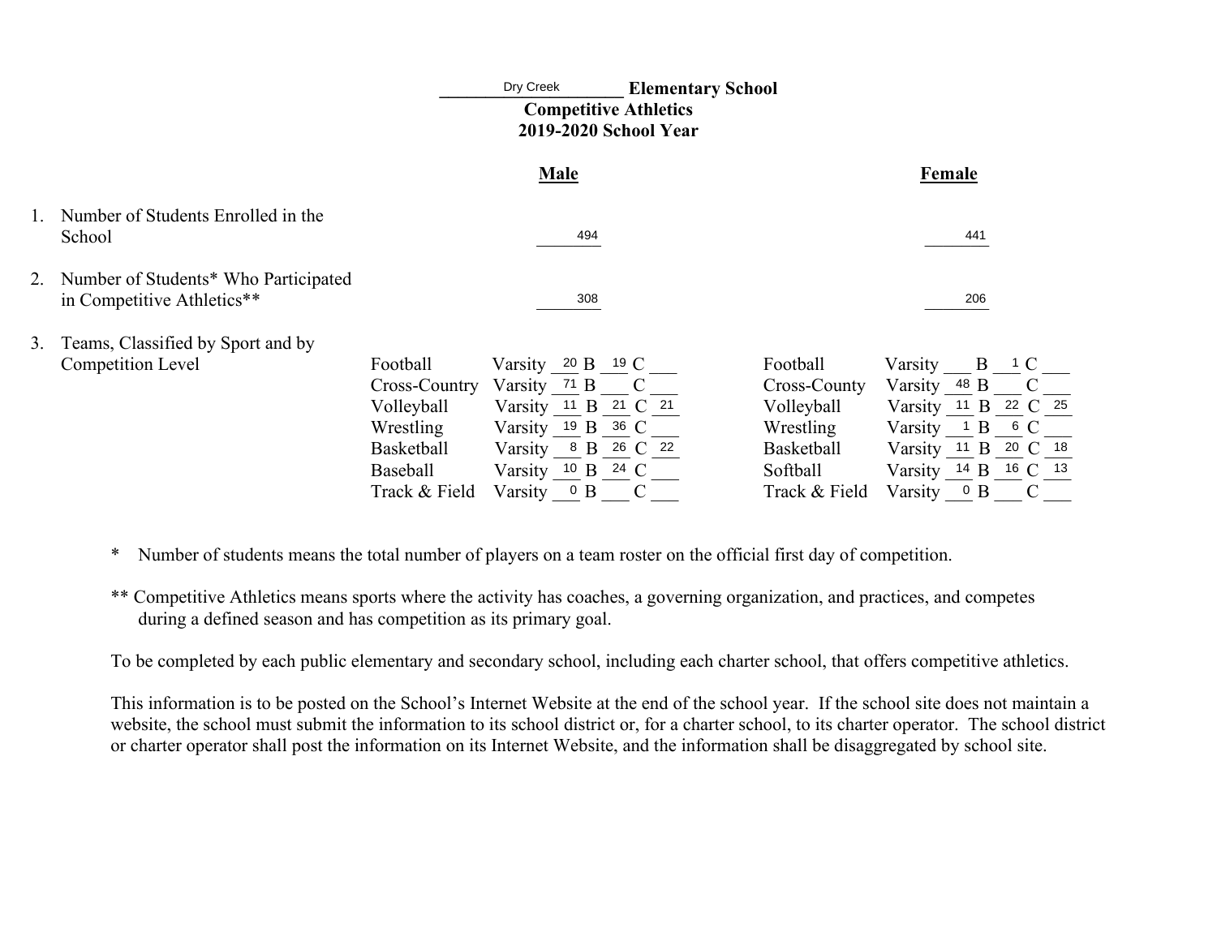# Dry Creek Elementary School
## Competitive Athletics
## 2019-2020 School Year

| | Male | Female |
|---|---|---|
| 1. Number of Students Enrolled in the School | 494 | 441 |
| 2. Number of Students* Who Participated in Competitive Athletics** | 308 | 206 |

3. Teams, Classified by Sport and by Competition Level

| Sport (Male) | Varsity | B | C | Sport (Female) | Varsity | B | C |
|---|---|---|---|---|---|---|---|
| Football | 20 | 19 | | Football | | 1 | |
| Cross-Country | 71 | | | Cross-County | 48 | | |
| Volleyball | 11 | 21 | 21 | Volleyball | 11 | 22 | 25 |
| Wrestling | 19 | 36 | | Wrestling | 1 | 6 | |
| Basketball | 8 | 26 | 22 | Basketball | 11 | 20 | 18 |
| Baseball | 10 | 24 | | Softball | 14 | 16 | 13 |
| Track & Field | 0 | | | Track & Field | 0 | | |

\* Number of students means the total number of players on a team roster on the official first day of competition.

\** Competitive Athletics means sports where the activity has coaches, a governing organization, and practices, and competes during a defined season and has competition as its primary goal.

To be completed by each public elementary and secondary school, including each charter school, that offers competitive athletics.

This information is to be posted on the School's Internet Website at the end of the school year. If the school site does not maintain a website, the school must submit the information to its school district or, for a charter school, to its charter operator. The school district or charter operator shall post the information on its Internet Website, and the information shall be disaggregated by school site.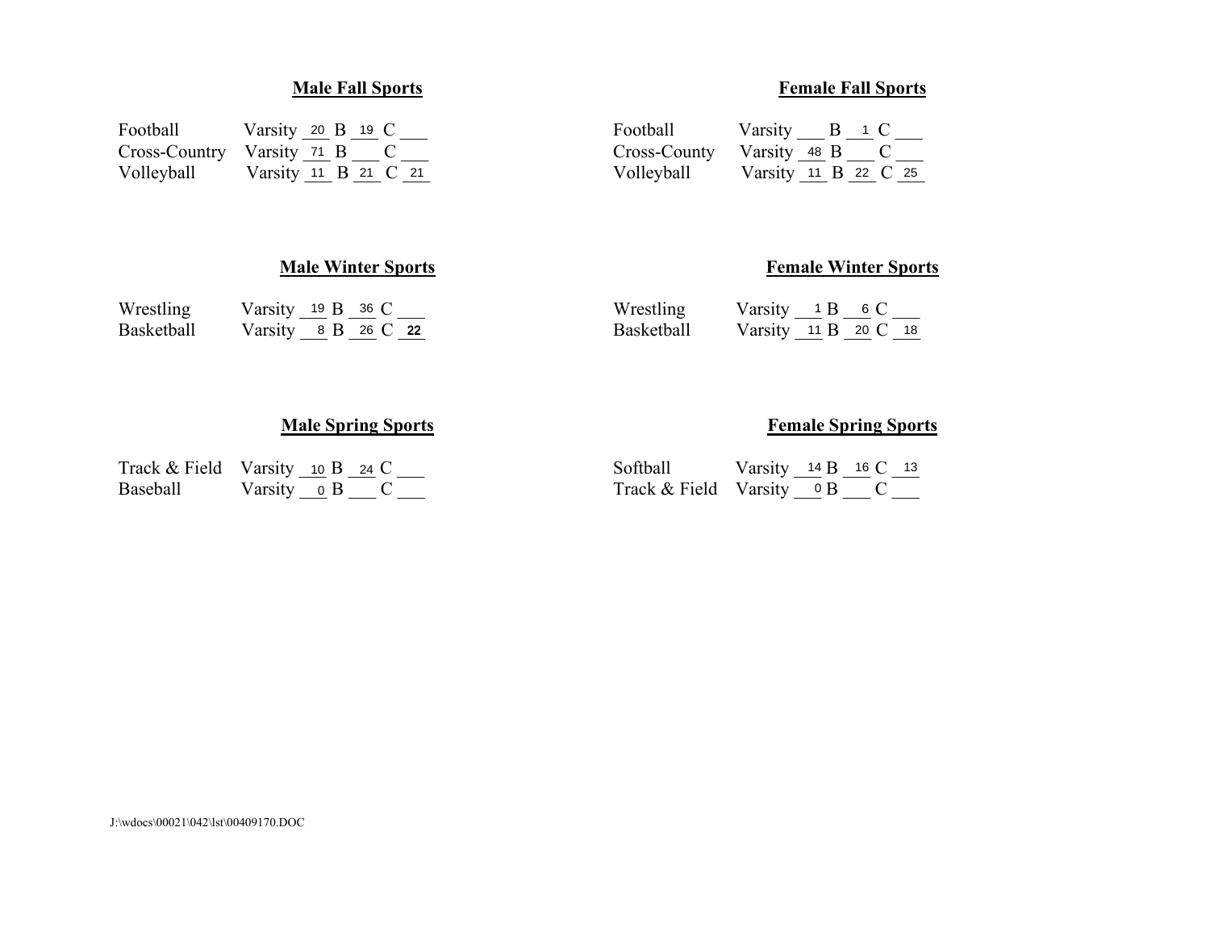**Male Fall Sports**

| | Varsity | B | C |
|---|---|---|---|
| Football | 20 | 19 | |
| Cross-Country | 71 | | |
| Volleyball | 11 | 21 | 21 |

**Female Fall Sports**

| | Varsity | B | C |
|---|---|---|---|
| Football | | 1 | |
| Cross-County | 48 | | |
| Volleyball | 11 | 22 | 25 |

**Male Winter Sports**

| | Varsity | B | C |
|---|---|---|---|
| Wrestling | 19 | 36 | |
| Basketball | 8 | 26 | **22** |

**Female Winter Sports**

| | Varsity | B | C |
|---|---|---|---|
| Wrestling | 1 | 6 | |
| Basketball | 11 | 20 | 18 |

**Male Spring Sports**

| | Varsity | B | C |
|---|---|---|---|
| Track & Field | 10 | 24 | |
| Baseball | 0 | | |

**Female Spring Sports**

| | Varsity | B | C |
|---|---|---|---|
| Softball | 14 | 16 | 13 |
| Track & Field | 0 | | |

J:\wdocs\00021\042\lst\00409170.DOC